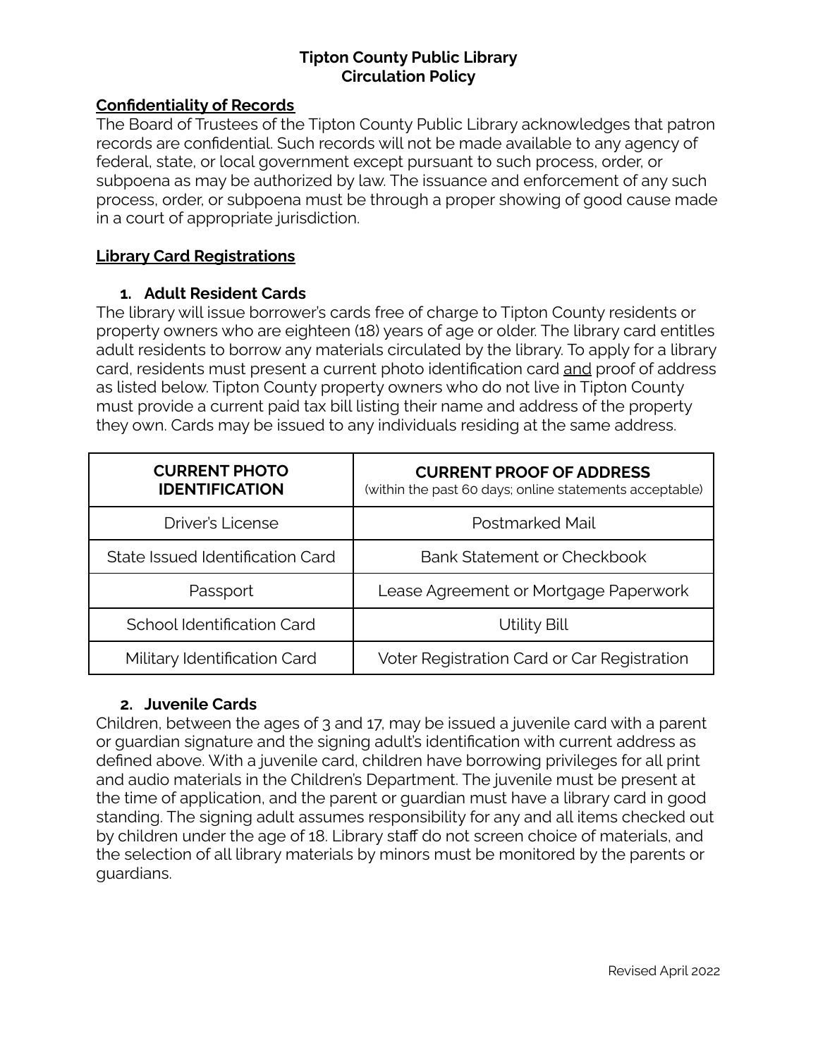# Tipton County Public Library
# Circulation Policy

## Confidentiality of Records

The Board of Trustees of the Tipton County Public Library acknowledges that patron records are confidential. Such records will not be made available to any agency of federal, state, or local government except pursuant to such process, order, or subpoena as may be authorized by law. The issuance and enforcement of any such process, order, or subpoena must be through a proper showing of good cause made in a court of appropriate jurisdiction.

## Library Card Registrations

### 1. Adult Resident Cards

The library will issue borrower's cards free of charge to Tipton County residents or property owners who are eighteen (18) years of age or older. The library card entitles adult residents to borrow any materials circulated by the library. To apply for a library card, residents must present a current photo identification card <u>and</u> proof of address as listed below. Tipton County property owners who do not live in Tipton County must provide a current paid tax bill listing their name and address of the property they own. Cards may be issued to any individuals residing at the same address.

| CURRENT PHOTO IDENTIFICATION | CURRENT PROOF OF ADDRESS (within the past 60 days; online statements acceptable) |
|---|---|
| Driver's License | Postmarked Mail |
| State Issued Identification Card | Bank Statement or Checkbook |
| Passport | Lease Agreement or Mortgage Paperwork |
| School Identification Card | Utility Bill |
| Military Identification Card | Voter Registration Card or Car Registration |

### 2. Juvenile Cards

Children, between the ages of 3 and 17, may be issued a juvenile card with a parent or guardian signature and the signing adult's identification with current address as defined above. With a juvenile card, children have borrowing privileges for all print and audio materials in the Children's Department. The juvenile must be present at the time of application, and the parent or guardian must have a library card in good standing. The signing adult assumes responsibility for any and all items checked out by children under the age of 18. Library staff do not screen choice of materials, and the selection of all library materials by minors must be monitored by the parents or guardians.

Revised April 2022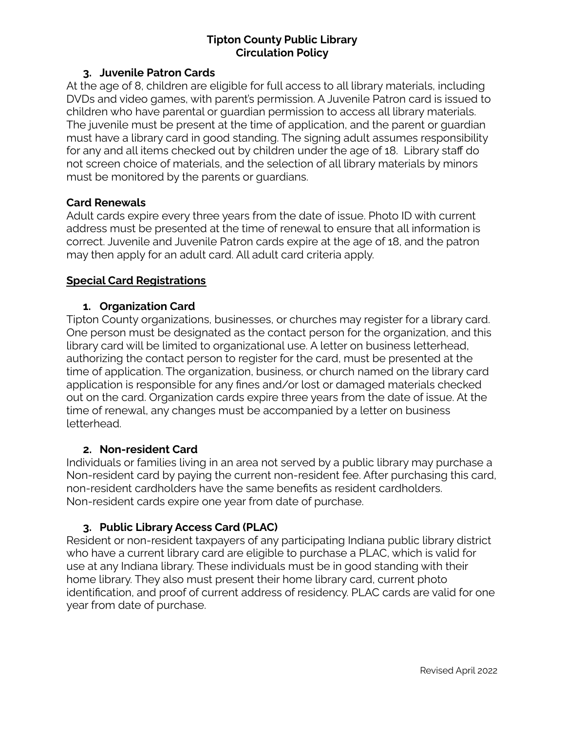3. **Juvenile Patron Cards**

At the age of 8, children are eligible for full access to all library materials, including DVDs and video games, with parent's permission. A Juvenile Patron card is issued to children who have parental or guardian permission to access all library materials. The juvenile must be present at the time of application, and the parent or guardian must have a library card in good standing. The signing adult assumes responsibility for any and all items checked out by children under the age of 18. Library staff do not screen choice of materials, and the selection of all library materials by minors must be monitored by the parents or guardians.

**Card Renewals**

Adult cards expire every three years from the date of issue. Photo ID with current address must be presented at the time of renewal to ensure that all information is correct. Juvenile and Juvenile Patron cards expire at the age of 18, and the patron may then apply for an adult card. All adult card criteria apply.

**<u>Special Card Registrations</u>**

1. **Organization Card**

Tipton County organizations, businesses, or churches may register for a library card. One person must be designated as the contact person for the organization, and this library card will be limited to organizational use. A letter on business letterhead, authorizing the contact person to register for the card, must be presented at the time of application. The organization, business, or church named on the library card application is responsible for any fines and/or lost or damaged materials checked out on the card. Organization cards expire three years from the date of issue. At the time of renewal, any changes must be accompanied by a letter on business letterhead.

2. **Non-resident Card**

Individuals or families living in an area not served by a public library may purchase a Non-resident card by paying the current non-resident fee. After purchasing this card, non-resident cardholders have the same benefits as resident cardholders. Non-resident cards expire one year from date of purchase.

3. **Public Library Access Card (PLAC)**

Resident or non-resident taxpayers of any participating Indiana public library district who have a current library card are eligible to purchase a PLAC, which is valid for use at any Indiana library. These individuals must be in good standing with their home library. They also must present their home library card, current photo identification, and proof of current address of residency. PLAC cards are valid for one year from date of purchase.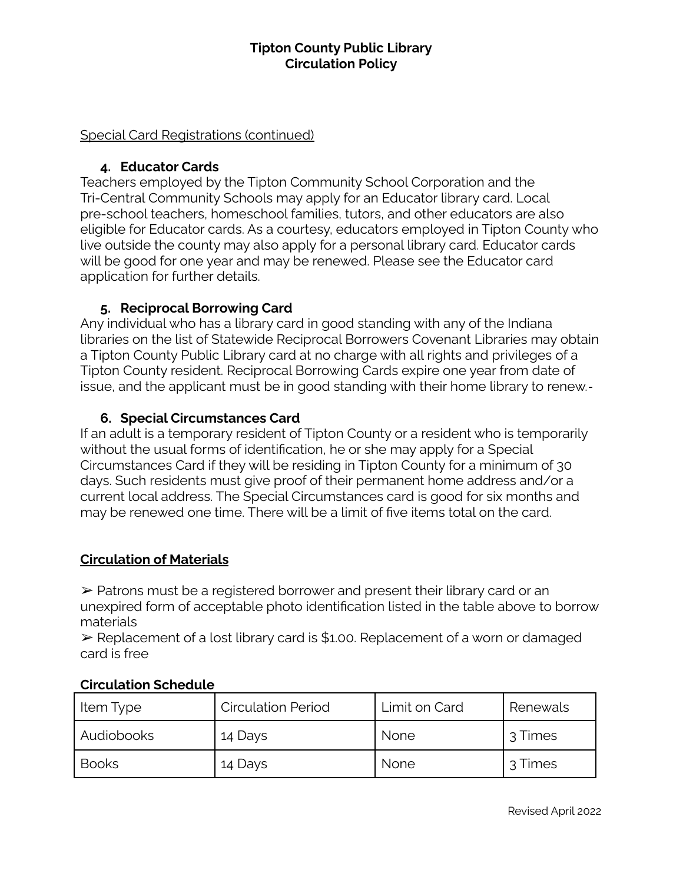Special Card Registrations (continued)

**4. Educator Cards**

Teachers employed by the Tipton Community School Corporation and the Tri-Central Community Schools may apply for an Educator library card. Local pre-school teachers, homeschool families, tutors, and other educators are also eligible for Educator cards. As a courtesy, educators employed in Tipton County who live outside the county may also apply for a personal library card. Educator cards will be good for one year and may be renewed. Please see the Educator card application for further details.

**5. Reciprocal Borrowing Card**

Any individual who has a library card in good standing with any of the Indiana libraries on the list of Statewide Reciprocal Borrowers Covenant Libraries may obtain a Tipton County Public Library card at no charge with all rights and privileges of a Tipton County resident. Reciprocal Borrowing Cards expire one year from date of issue, and the applicant must be in good standing with their home library to renew.-

**6. Special Circumstances Card**

If an adult is a temporary resident of Tipton County or a resident who is temporarily without the usual forms of identification, he or she may apply for a Special Circumstances Card if they will be residing in Tipton County for a minimum of 30 days. Such residents must give proof of their permanent home address and/or a current local address. The Special Circumstances card is good for six months and may be renewed one time. There will be a limit of five items total on the card.

## Circulation of Materials

➢ Patrons must be a registered borrower and present their library card or an unexpired form of acceptable photo identification listed in the table above to borrow materials

➢ Replacement of a lost library card is $1.00. Replacement of a worn or damaged card is free

**Circulation Schedule**

| Item Type | Circulation Period | Limit on Card | Renewals |
|---|---|---|---|
| Audiobooks | 14 Days | None | 3 Times |
| Books | 14 Days | None | 3 Times |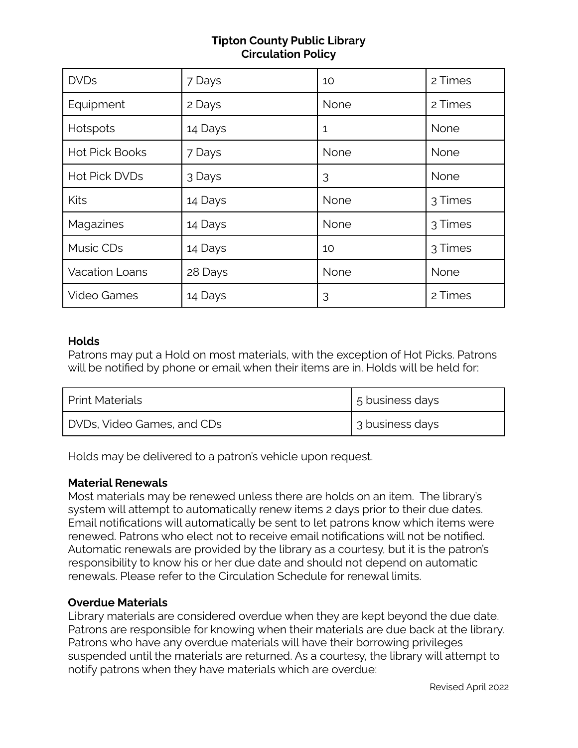**Tipton County Public Library**
**Circulation Policy**

| | | | |
|---|---|---|---|
| DVDs | 7 Days | 10 | 2 Times |
| Equipment | 2 Days | None | 2 Times |
| Hotspots | 14 Days | 1 | None |
| Hot Pick Books | 7 Days | None | None |
| Hot Pick DVDs | 3 Days | 3 | None |
| Kits | 14 Days | None | 3 Times |
| Magazines | 14 Days | None | 3 Times |
| Music CDs | 14 Days | 10 | 3 Times |
| Vacation Loans | 28 Days | None | None |
| Video Games | 14 Days | 3 | 2 Times |

### Holds

Patrons may put a Hold on most materials, with the exception of Hot Picks. Patrons will be notified by phone or email when their items are in. Holds will be held for:

| | |
|---|---|
| Print Materials | 5 business days |
| DVDs, Video Games, and CDs | 3 business days |

Holds may be delivered to a patron's vehicle upon request.

### Material Renewals

Most materials may be renewed unless there are holds on an item. The library's system will attempt to automatically renew items 2 days prior to their due dates. Email notifications will automatically be sent to let patrons know which items were renewed. Patrons who elect not to receive email notifications will not be notified. Automatic renewals are provided by the library as a courtesy, but it is the patron's responsibility to know his or her due date and should not depend on automatic renewals. Please refer to the Circulation Schedule for renewal limits.

### Overdue Materials

Library materials are considered overdue when they are kept beyond the due date. Patrons are responsible for knowing when their materials are due back at the library. Patrons who have any overdue materials will have their borrowing privileges suspended until the materials are returned. As a courtesy, the library will attempt to notify patrons when they have materials which are overdue: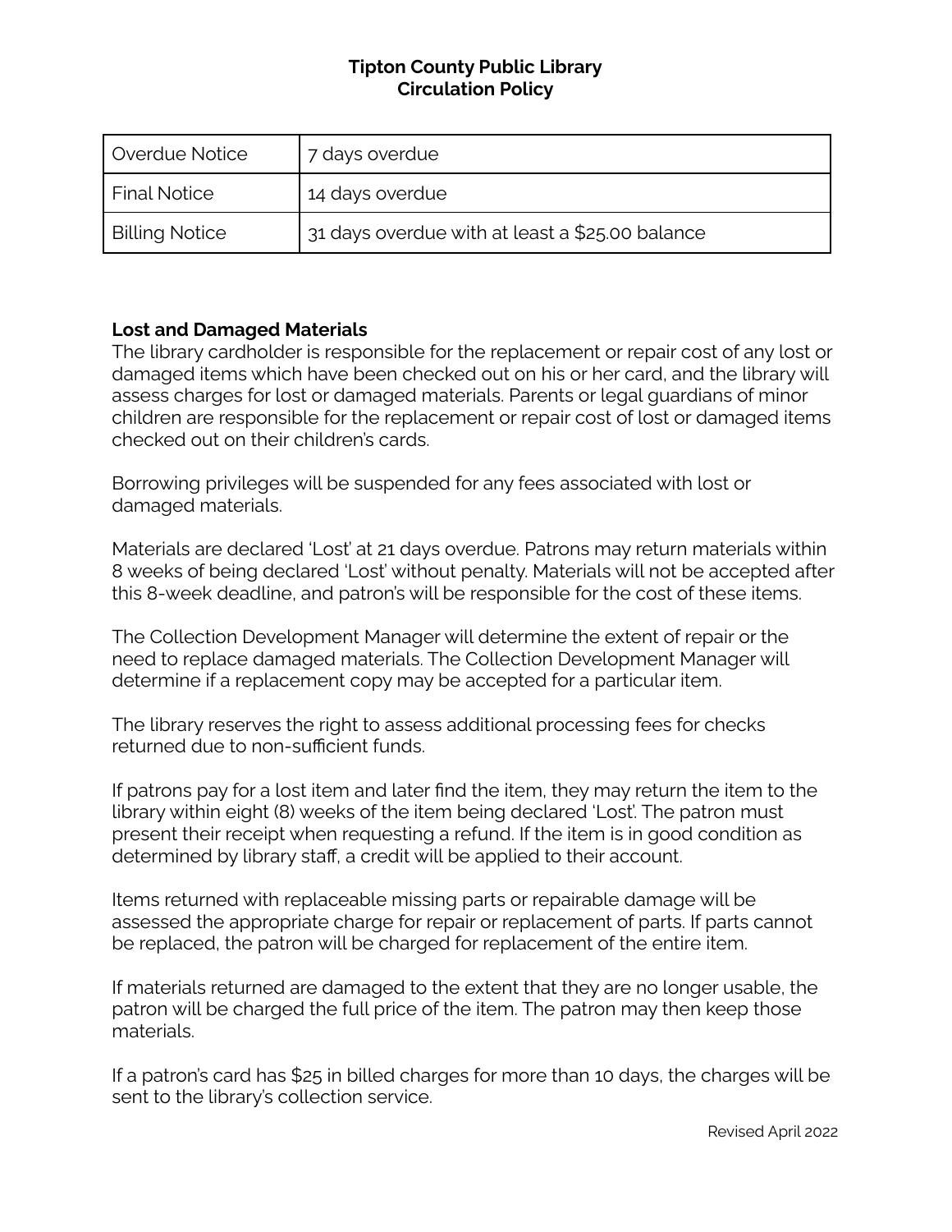# Tipton County Public Library
# Circulation Policy

| | |
|---|---|
| Overdue Notice | 7 days overdue |
| Final Notice | 14 days overdue |
| Billing Notice | 31 days overdue with at least a $25.00 balance |

**Lost and Damaged Materials**

The library cardholder is responsible for the replacement or repair cost of any lost or damaged items which have been checked out on his or her card, and the library will assess charges for lost or damaged materials. Parents or legal guardians of minor children are responsible for the replacement or repair cost of lost or damaged items checked out on their children's cards.

Borrowing privileges will be suspended for any fees associated with lost or damaged materials.

Materials are declared 'Lost' at 21 days overdue. Patrons may return materials within 8 weeks of being declared 'Lost' without penalty. Materials will not be accepted after this 8-week deadline, and patron's will be responsible for the cost of these items.

The Collection Development Manager will determine the extent of repair or the need to replace damaged materials. The Collection Development Manager will determine if a replacement copy may be accepted for a particular item.

The library reserves the right to assess additional processing fees for checks returned due to non-sufficient funds.

If patrons pay for a lost item and later find the item, they may return the item to the library within eight (8) weeks of the item being declared 'Lost'. The patron must present their receipt when requesting a refund. If the item is in good condition as determined by library staff, a credit will be applied to their account.

Items returned with replaceable missing parts or repairable damage will be assessed the appropriate charge for repair or replacement of parts. If parts cannot be replaced, the patron will be charged for replacement of the entire item.

If materials returned are damaged to the extent that they are no longer usable, the patron will be charged the full price of the item. The patron may then keep those materials.

If a patron's card has $25 in billed charges for more than 10 days, the charges will be sent to the library's collection service.

Revised April 2022